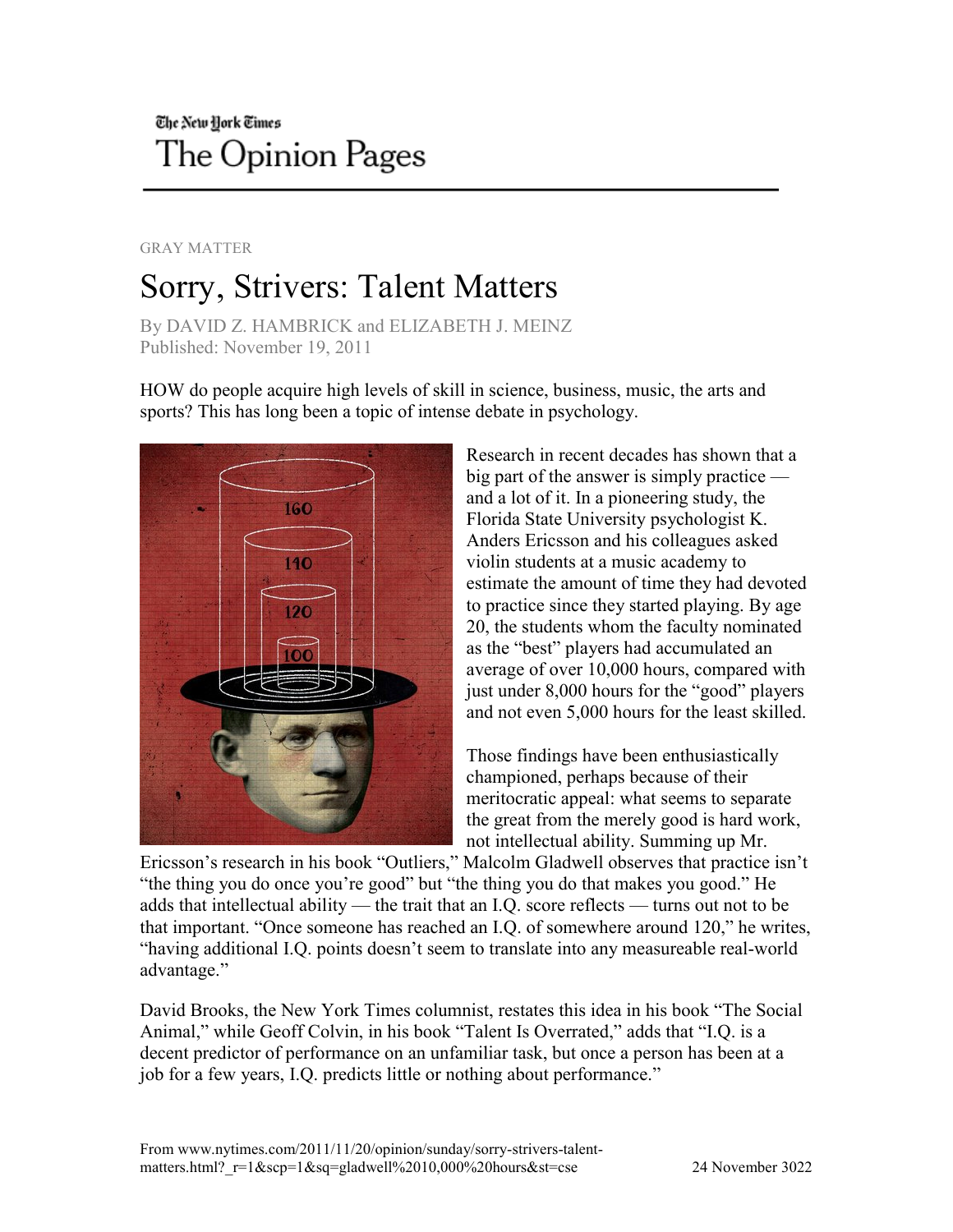The New York Times

The Opinion Pages

GRAY MATTER

# Sorry, Strivers: Talent Matters

By DAVID Z. HAMBRICK and ELIZABETH J. MEINZ
Published: November 19, 2011

HOW do people acquire high levels of skill in science, business, music, the arts and sports? This has long been a topic of intense debate in psychology.

Research in recent decades has shown that a big part of the answer is simply practice — and a lot of it. In a pioneering study, the Florida State University psychologist K. Anders Ericsson and his colleagues asked violin students at a music academy to estimate the amount of time they had devoted to practice since they started playing. By age 20, the students whom the faculty nominated as the "best" players had accumulated an average of over 10,000 hours, compared with just under 8,000 hours for the "good" players and not even 5,000 hours for the least skilled.

Those findings have been enthusiastically championed, perhaps because of their meritocratic appeal: what seems to separate the great from the merely good is hard work, not intellectual ability. Summing up Mr. Ericsson's research in his book "Outliers," Malcolm Gladwell observes that practice isn't "the thing you do once you're good" but "the thing you do that makes you good." He adds that intellectual ability — the trait that an I.Q. score reflects — turns out not to be that important. "Once someone has reached an I.Q. of somewhere around 120," he writes, "having additional I.Q. points doesn't seem to translate into any measureable real-world advantage."

David Brooks, the New York Times columnist, restates this idea in his book "The Social Animal," while Geoff Colvin, in his book "Talent Is Overrated," adds that "I.Q. is a decent predictor of performance on an unfamiliar task, but once a person has been at a job for a few years, I.Q. predicts little or nothing about performance."

From www.nytimes.com/2011/11/20/opinion/sunday/sorry-strivers-talent-matters.html?_r=1&scp=1&sq=gladwell%2010,000%20hours&st=cse 24 November 3022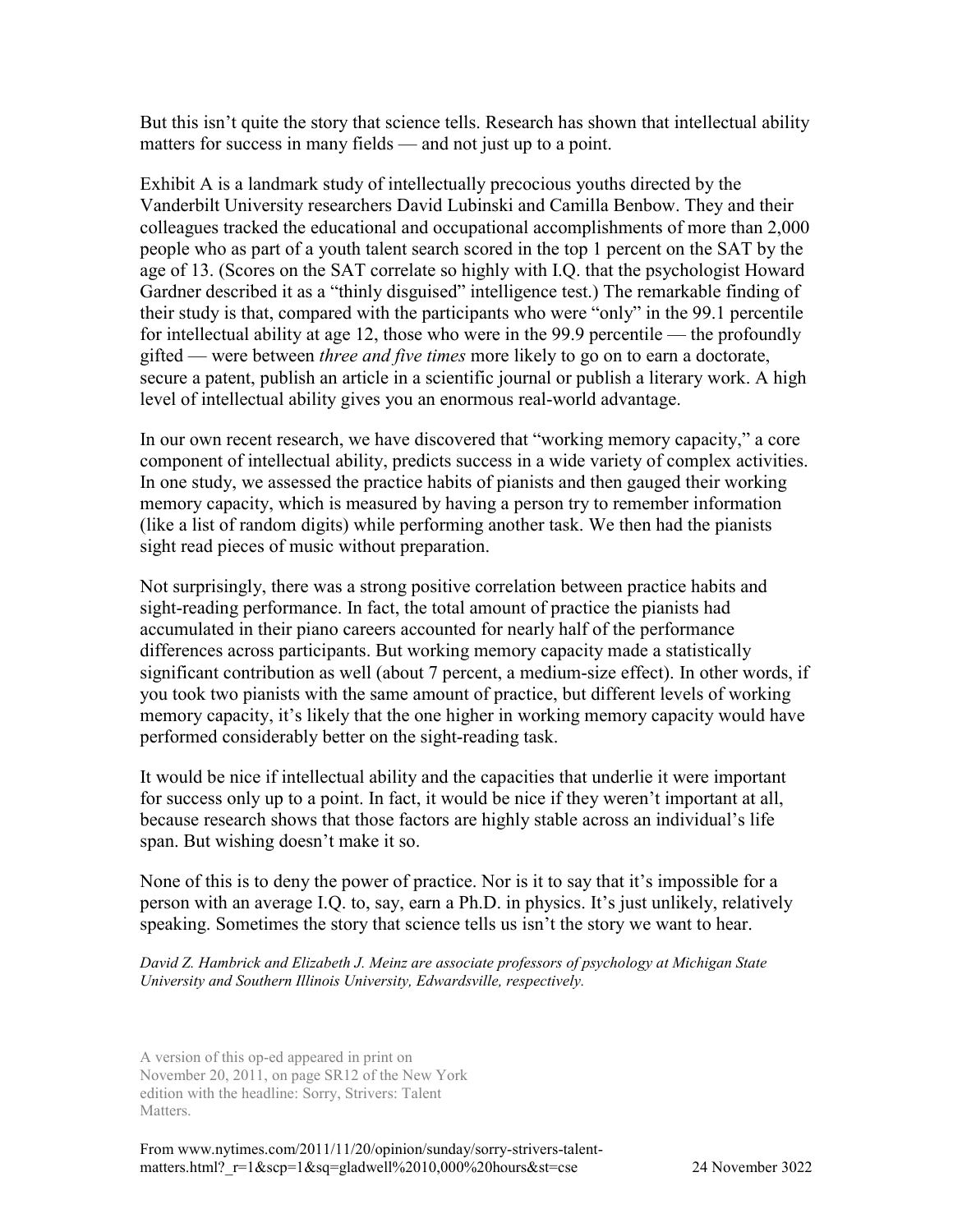But this isn't quite the story that science tells. Research has shown that intellectual ability matters for success in many fields — and not just up to a point.

Exhibit A is a landmark study of intellectually precocious youths directed by the Vanderbilt University researchers David Lubinski and Camilla Benbow. They and their colleagues tracked the educational and occupational accomplishments of more than 2,000 people who as part of a youth talent search scored in the top 1 percent on the SAT by the age of 13. (Scores on the SAT correlate so highly with I.Q. that the psychologist Howard Gardner described it as a "thinly disguised" intelligence test.) The remarkable finding of their study is that, compared with the participants who were "only" in the 99.1 percentile for intellectual ability at age 12, those who were in the 99.9 percentile — the profoundly gifted — were between *three and five times* more likely to go on to earn a doctorate, secure a patent, publish an article in a scientific journal or publish a literary work. A high level of intellectual ability gives you an enormous real-world advantage.

In our own recent research, we have discovered that "working memory capacity," a core component of intellectual ability, predicts success in a wide variety of complex activities. In one study, we assessed the practice habits of pianists and then gauged their working memory capacity, which is measured by having a person try to remember information (like a list of random digits) while performing another task. We then had the pianists sight read pieces of music without preparation.

Not surprisingly, there was a strong positive correlation between practice habits and sight-reading performance. In fact, the total amount of practice the pianists had accumulated in their piano careers accounted for nearly half of the performance differences across participants. But working memory capacity made a statistically significant contribution as well (about 7 percent, a medium-size effect). In other words, if you took two pianists with the same amount of practice, but different levels of working memory capacity, it's likely that the one higher in working memory capacity would have performed considerably better on the sight-reading task.

It would be nice if intellectual ability and the capacities that underlie it were important for success only up to a point. In fact, it would be nice if they weren't important at all, because research shows that those factors are highly stable across an individual's life span. But wishing doesn't make it so.

None of this is to deny the power of practice. Nor is it to say that it's impossible for a person with an average I.Q. to, say, earn a Ph.D. in physics. It's just unlikely, relatively speaking. Sometimes the story that science tells us isn't the story we want to hear.

*David Z. Hambrick and Elizabeth J. Meinz are associate professors of psychology at Michigan State University and Southern Illinois University, Edwardsville, respectively.*

A version of this op-ed appeared in print on November 20, 2011, on page SR12 of the New York edition with the headline: Sorry, Strivers: Talent Matters.

From www.nytimes.com/2011/11/20/opinion/sunday/sorry-strivers-talent-matters.html?_r=1&scp=1&sq=gladwell%2010,000%20hours&st=cse 24 November 3022